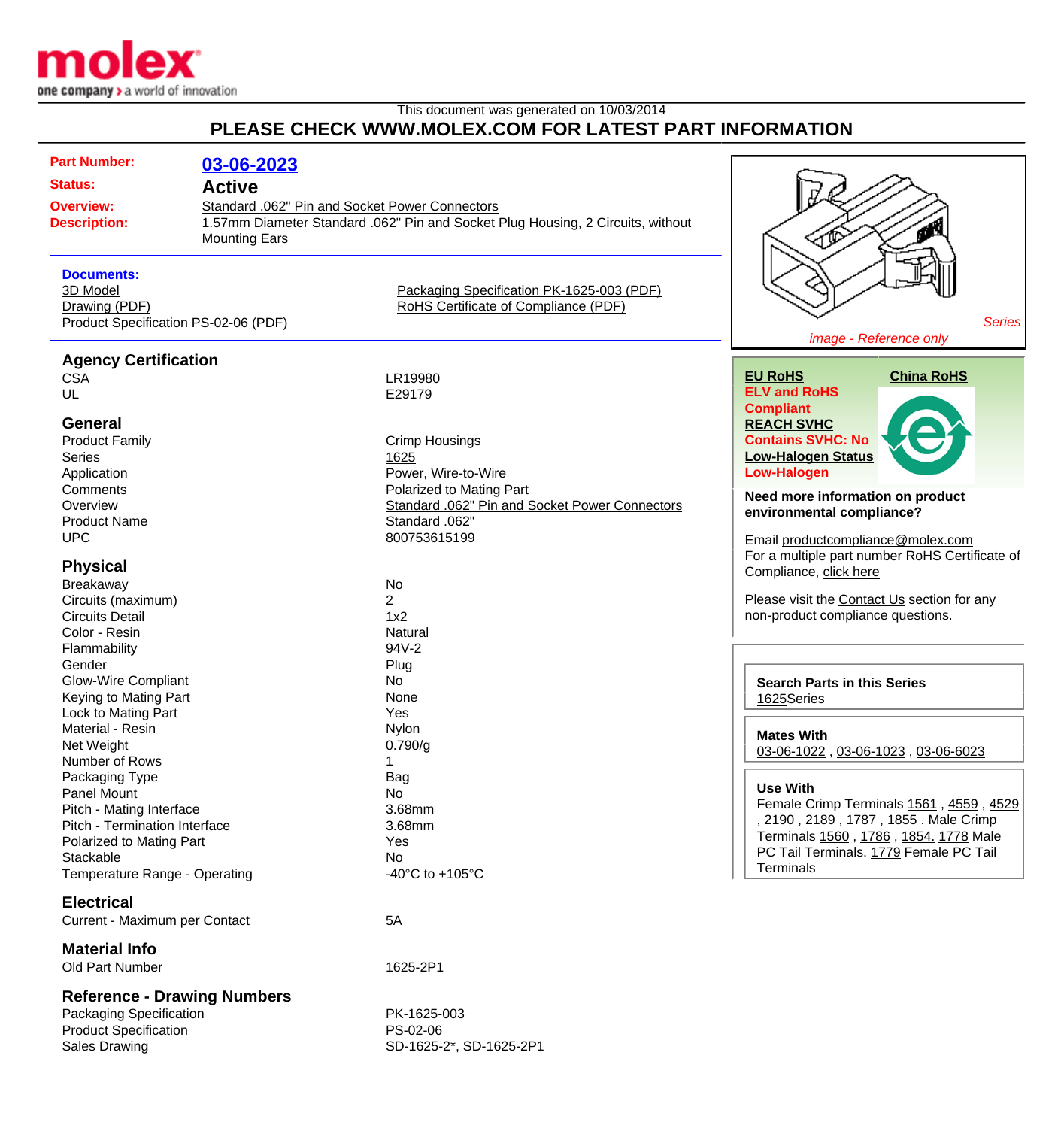molex
one company > a world of innovation

This document was generated on 10/03/2014

**PLEASE CHECK WWW.MOLEX.COM FOR LATEST PART INFORMATION**

| | |
|---|---|
| **Part Number:** | **03-06-2023** |
| **Status:** | **Active** |
| **Overview:** | Standard .062" Pin and Socket Power Connectors |
| **Description:** | 1.57mm Diameter Standard .062" Pin and Socket Plug Housing, 2 Circuits, without Mounting Ears |

**Documents:**
- 3D Model
- Drawing (PDF)
- Product Specification PS-02-06 (PDF)
- Packaging Specification PK-1625-003 (PDF)
- RoHS Certificate of Compliance (PDF)

*Series image - Reference only*

## Agency Certification

| | |
|---|---|
| CSA | LR19980 |
| UL | E29179 |

## General

| | |
|---|---|
| Product Family | Crimp Housings |
| Series | 1625 |
| Application | Power, Wire-to-Wire |
| Comments | Polarized to Mating Part |
| Overview | Standard .062" Pin and Socket Power Connectors |
| Product Name | Standard .062" |
| UPC | 800753615199 |

## Physical

| | |
|---|---|
| Breakaway | No |
| Circuits (maximum) | 2 |
| Circuits Detail | 1x2 |
| Color - Resin | Natural |
| Flammability | 94V-2 |
| Gender | Plug |
| Glow-Wire Compliant | No |
| Keying to Mating Part | None |
| Lock to Mating Part | Yes |
| Material - Resin | Nylon |
| Net Weight | 0.790/g |
| Number of Rows | 1 |
| Packaging Type | Bag |
| Panel Mount | No |
| Pitch - Mating Interface | 3.68mm |
| Pitch - Termination Interface | 3.68mm |
| Polarized to Mating Part | Yes |
| Stackable | No |
| Temperature Range - Operating | -40°C to +105°C |

## Electrical

| | |
|---|---|
| Current - Maximum per Contact | 5A |

## Material Info

| | |
|---|---|
| Old Part Number | 1625-2P1 |

## Reference - Drawing Numbers

| | |
|---|---|
| Packaging Specification | PK-1625-003 |
| Product Specification | PS-02-06 |
| Sales Drawing | SD-1625-2*, SD-1625-2P1 |

**EU RoHS**
**ELV and RoHS Compliant**
**REACH SVHC**
**Contains SVHC: No**
**Low-Halogen Status**
**Low-Halogen**

**China RoHS**

**Need more information on product environmental compliance?**

Email productcompliance@molex.com

For a multiple part number RoHS Certificate of Compliance, click here

Please visit the Contact Us section for any non-product compliance questions.

**Search Parts in this Series**
1625Series

**Mates With**
03-06-1022 , 03-06-1023 , 03-06-6023

**Use With**
Female Crimp Terminals 1561 , 4559 , 4529 , 2190 , 2189 , 1787 , 1855 . Male Crimp Terminals 1560 , 1786 , 1854. 1778 Male PC Tail Terminals. 1779 Female PC Tail Terminals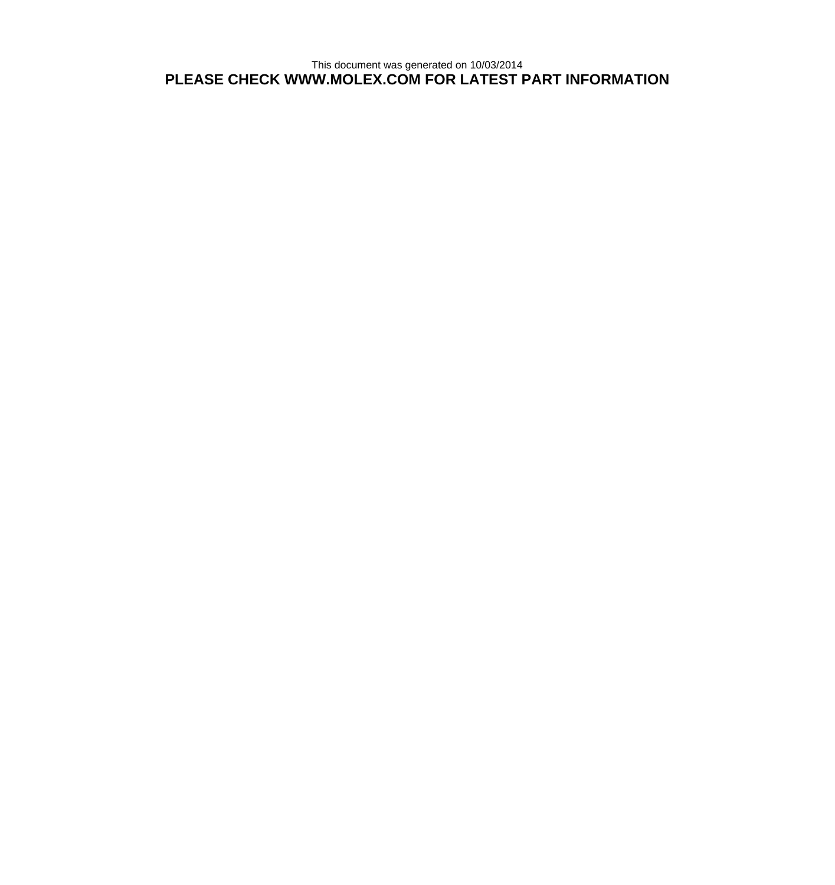This document was generated on 10/03/2014

**PLEASE CHECK WWW.MOLEX.COM FOR LATEST PART INFORMATION**